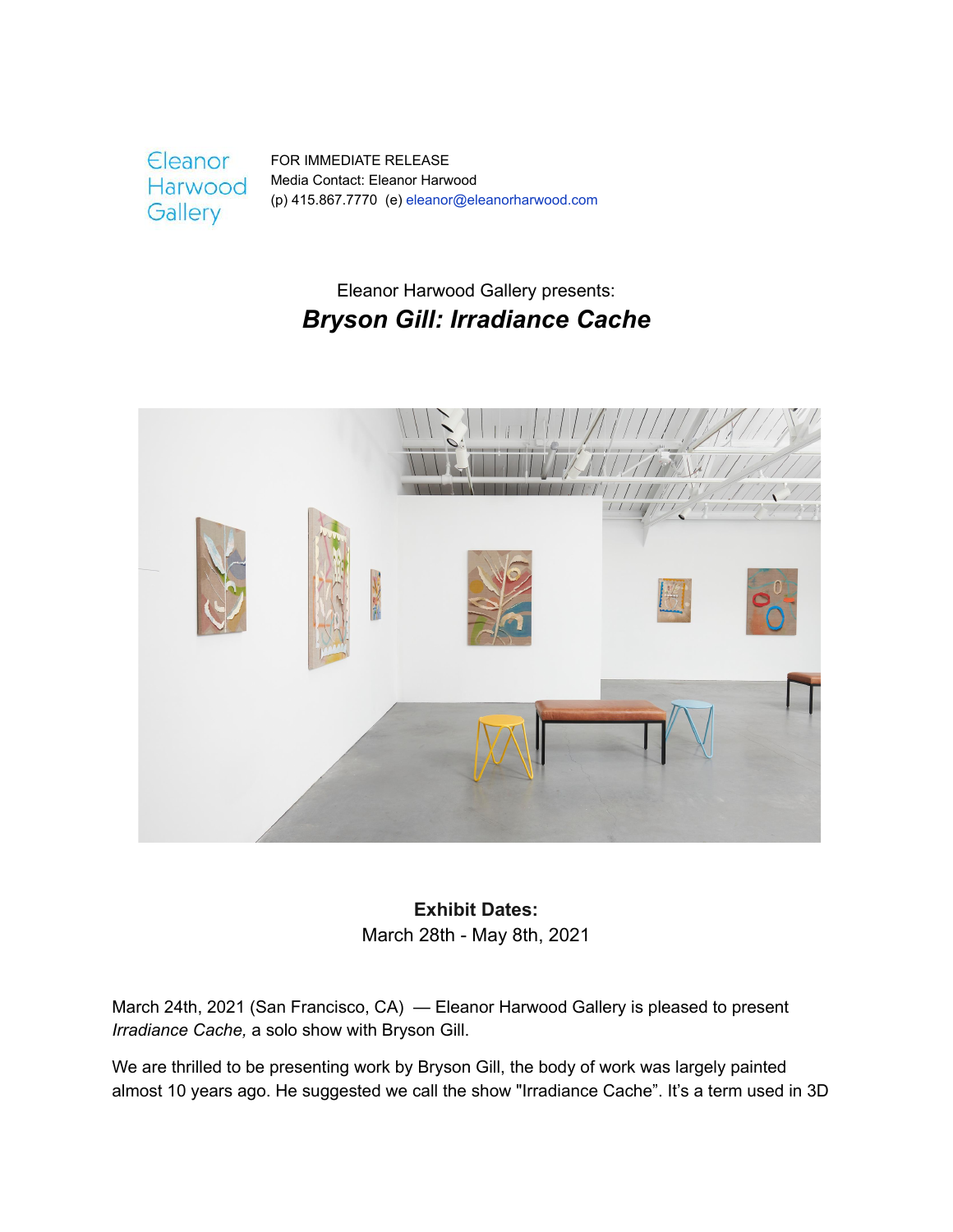Eleanor Harwood Gallery

FOR IMMEDIATE RELEASE
Media Contact: Eleanor Harwood
(p) 415.867.7770 (e) eleanor@eleanorharwood.com

Eleanor Harwood Gallery presents:

# *Bryson Gill: Irradiance Cache*

**Exhibit Dates:**
March 28th - May 8th, 2021

March 24th, 2021 (San Francisco, CA) — Eleanor Harwood Gallery is pleased to present *Irradiance Cache,* a solo show with Bryson Gill.

We are thrilled to be presenting work by Bryson Gill, the body of work was largely painted almost 10 years ago. He suggested we call the show "Irradiance Cache". It's a term used in 3D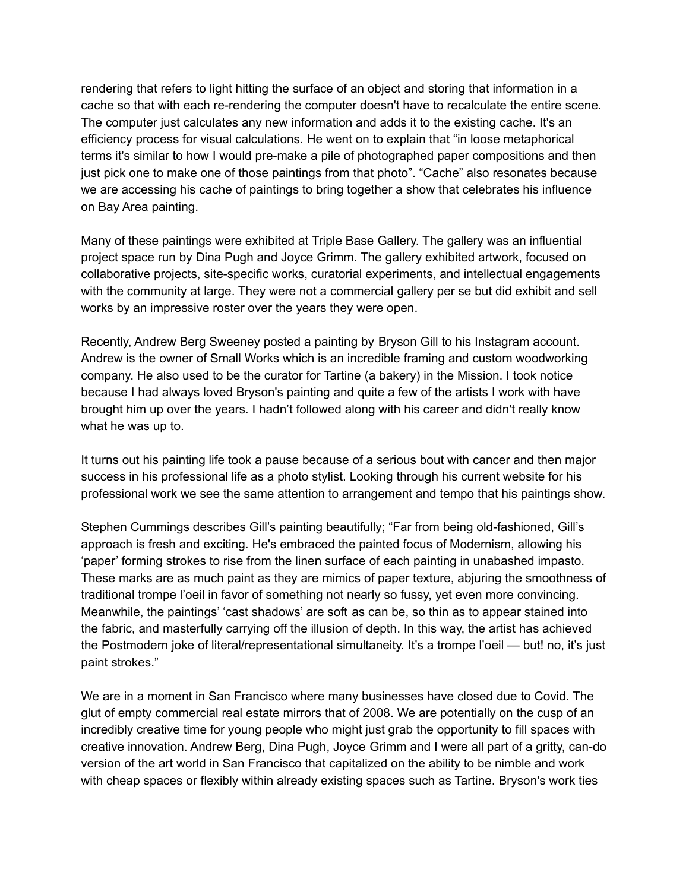rendering that refers to light hitting the surface of an object and storing that information in a cache so that with each re-rendering the computer doesn't have to recalculate the entire scene. The computer just calculates any new information and adds it to the existing cache. It's an efficiency process for visual calculations. He went on to explain that "in loose metaphorical terms it's similar to how I would pre-make a pile of photographed paper compositions and then just pick one to make one of those paintings from that photo". "Cache" also resonates because we are accessing his cache of paintings to bring together a show that celebrates his influence on Bay Area painting.

Many of these paintings were exhibited at Triple Base Gallery. The gallery was an influential project space run by Dina Pugh and Joyce Grimm. The gallery exhibited artwork, focused on collaborative projects, site-specific works, curatorial experiments, and intellectual engagements with the community at large. They were not a commercial gallery per se but did exhibit and sell works by an impressive roster over the years they were open.

Recently, Andrew Berg Sweeney posted a painting by Bryson Gill to his Instagram account. Andrew is the owner of Small Works which is an incredible framing and custom woodworking company. He also used to be the curator for Tartine (a bakery) in the Mission. I took notice because I had always loved Bryson's painting and quite a few of the artists I work with have brought him up over the years. I hadn't followed along with his career and didn't really know what he was up to.

It turns out his painting life took a pause because of a serious bout with cancer and then major success in his professional life as a photo stylist. Looking through his current website for his professional work we see the same attention to arrangement and tempo that his paintings show.

Stephen Cummings describes Gill's painting beautifully; "Far from being old-fashioned, Gill's approach is fresh and exciting. He's embraced the painted focus of Modernism, allowing his 'paper' forming strokes to rise from the linen surface of each painting in unabashed impasto. These marks are as much paint as they are mimics of paper texture, abjuring the smoothness of traditional trompe l'oeil in favor of something not nearly so fussy, yet even more convincing. Meanwhile, the paintings' 'cast shadows' are soft as can be, so thin as to appear stained into the fabric, and masterfully carrying off the illusion of depth. In this way, the artist has achieved the Postmodern joke of literal/representational simultaneity. It's a trompe l'oeil — but! no, it's just paint strokes."

We are in a moment in San Francisco where many businesses have closed due to Covid. The glut of empty commercial real estate mirrors that of 2008. We are potentially on the cusp of an incredibly creative time for young people who might just grab the opportunity to fill spaces with creative innovation. Andrew Berg, Dina Pugh, Joyce Grimm and I were all part of a gritty, can-do version of the art world in San Francisco that capitalized on the ability to be nimble and work with cheap spaces or flexibly within already existing spaces such as Tartine. Bryson's work ties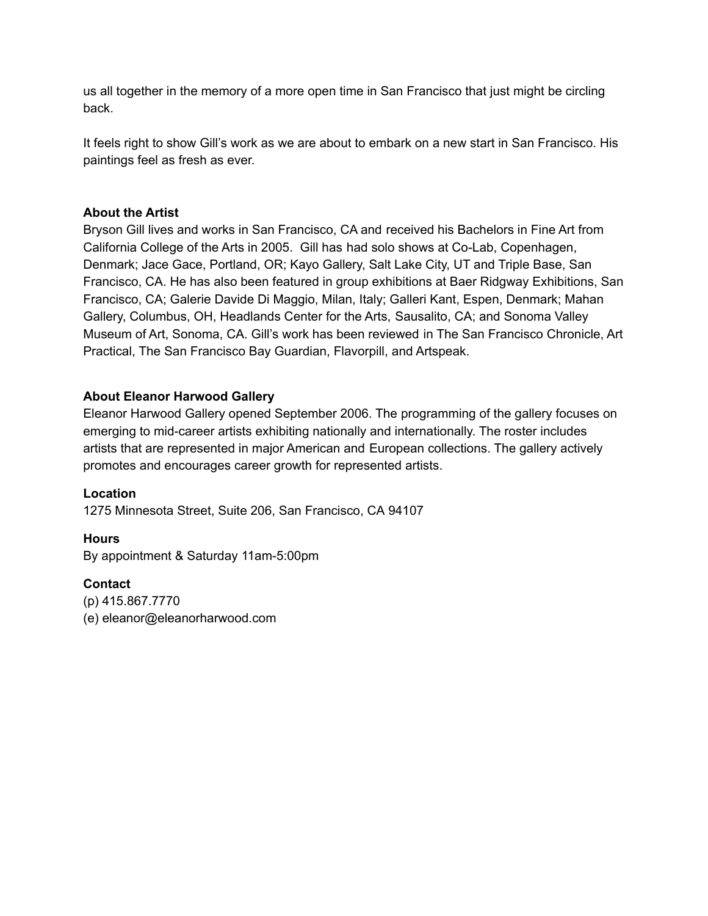us all together in the memory of a more open time in San Francisco that just might be circling back.

It feels right to show Gill's work as we are about to embark on a new start in San Francisco. His paintings feel as fresh as ever.

**About the Artist**

Bryson Gill lives and works in San Francisco, CA and received his Bachelors in Fine Art from California College of the Arts in 2005. Gill has had solo shows at Co-Lab, Copenhagen, Denmark; Jace Gace, Portland, OR; Kayo Gallery, Salt Lake City, UT and Triple Base, San Francisco, CA. He has also been featured in group exhibitions at Baer Ridgway Exhibitions, San Francisco, CA; Galerie Davide Di Maggio, Milan, Italy; Galleri Kant, Espen, Denmark; Mahan Gallery, Columbus, OH, Headlands Center for the Arts, Sausalito, CA; and Sonoma Valley Museum of Art, Sonoma, CA. Gill's work has been reviewed in The San Francisco Chronicle, Art Practical, The San Francisco Bay Guardian, Flavorpill, and Artspeak.

**About Eleanor Harwood Gallery**

Eleanor Harwood Gallery opened September 2006. The programming of the gallery focuses on emerging to mid-career artists exhibiting nationally and internationally. The roster includes artists that are represented in major American and European collections. The gallery actively promotes and encourages career growth for represented artists.

**Location**

1275 Minnesota Street, Suite 206, San Francisco, CA 94107

**Hours**

By appointment & Saturday 11am-5:00pm

**Contact**

(p) 415.867.7770
(e) eleanor@eleanorharwood.com